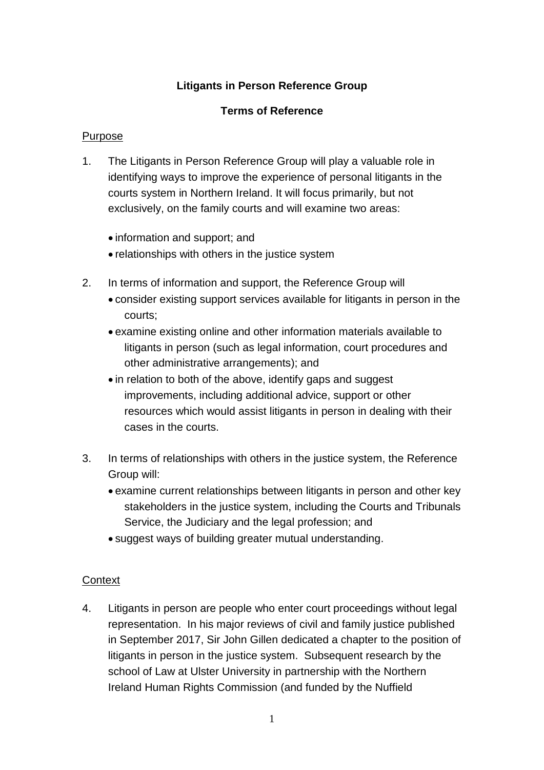**Litigants in Person Reference Group**

**Terms of Reference**

Purpose

1. The Litigants in Person Reference Group will play a valuable role in identifying ways to improve the experience of personal litigants in the courts system in Northern Ireland. It will focus primarily, but not exclusively, on the family courts and will examine two areas:

    - information and support; and
    - relationships with others in the justice system

2. In terms of information and support, the Reference Group will
    - consider existing support services available for litigants in person in the courts;
    - examine existing online and other information materials available to litigants in person (such as legal information, court procedures and other administrative arrangements); and
    - in relation to both of the above, identify gaps and suggest improvements, including additional advice, support or other resources which would assist litigants in person in dealing with their cases in the courts.

3. In terms of relationships with others in the justice system, the Reference Group will:
    - examine current relationships between litigants in person and other key stakeholders in the justice system, including the Courts and Tribunals Service, the Judiciary and the legal profession; and
    - suggest ways of building greater mutual understanding.

Context

4. Litigants in person are people who enter court proceedings without legal representation. In his major reviews of civil and family justice published in September 2017, Sir John Gillen dedicated a chapter to the position of litigants in person in the justice system. Subsequent research by the school of Law at Ulster University in partnership with the Northern Ireland Human Rights Commission (and funded by the Nuffield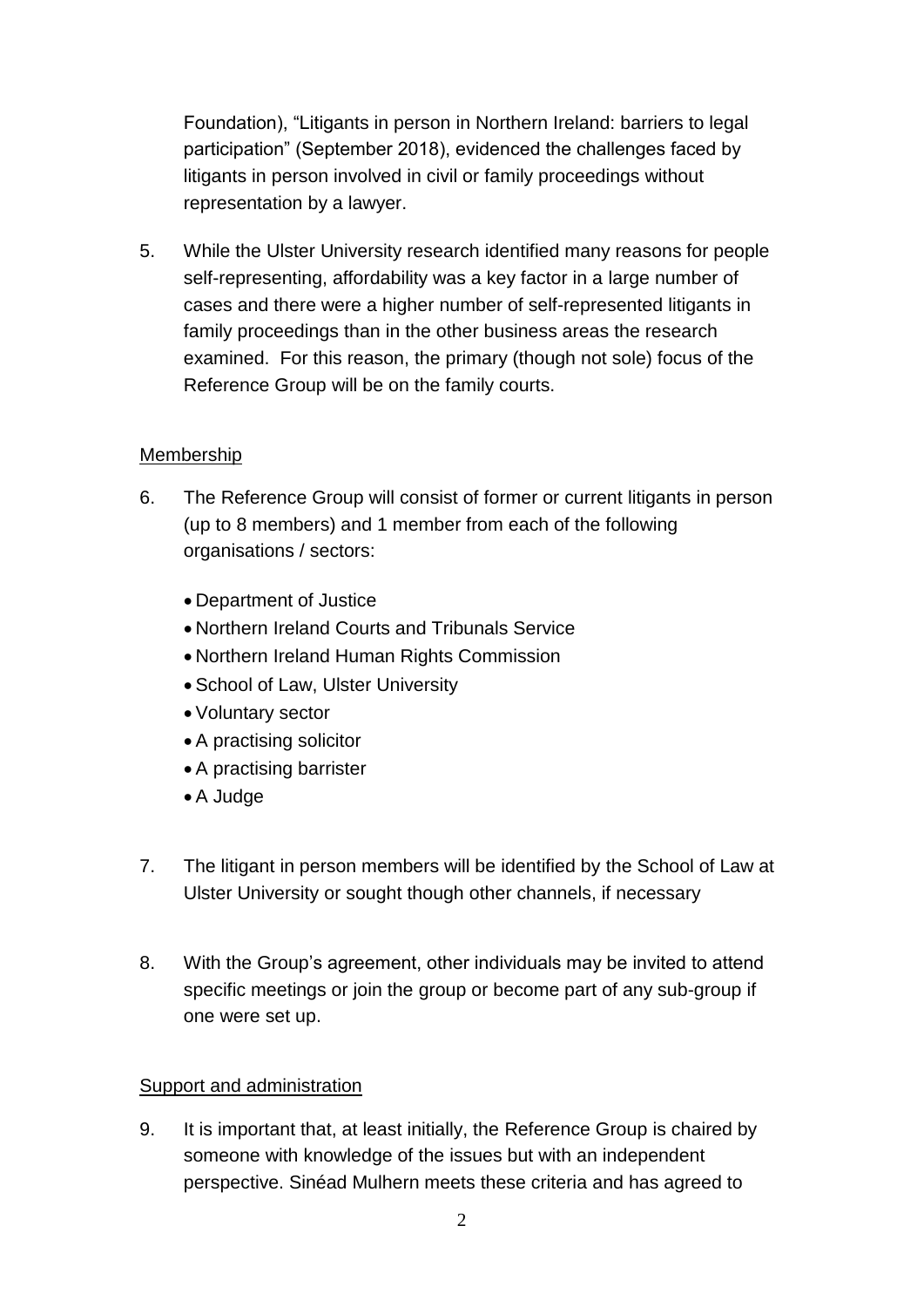Foundation), "Litigants in person in Northern Ireland: barriers to legal participation" (September 2018), evidenced the challenges faced by litigants in person involved in civil or family proceedings without representation by a lawyer.

5. While the Ulster University research identified many reasons for people self-representing, affordability was a key factor in a large number of cases and there were a higher number of self-represented litigants in family proceedings than in the other business areas the research examined. For this reason, the primary (though not sole) focus of the Reference Group will be on the family courts.

## Membership

6. The Reference Group will consist of former or current litigants in person (up to 8 members) and 1 member from each of the following organisations / sectors:

   - Department of Justice
   - Northern Ireland Courts and Tribunals Service
   - Northern Ireland Human Rights Commission
   - School of Law, Ulster University
   - Voluntary sector
   - A practising solicitor
   - A practising barrister
   - A Judge

7. The litigant in person members will be identified by the School of Law at Ulster University or sought though other channels, if necessary

8. With the Group's agreement, other individuals may be invited to attend specific meetings or join the group or become part of any sub-group if one were set up.

## Support and administration

9. It is important that, at least initially, the Reference Group is chaired by someone with knowledge of the issues but with an independent perspective. Sinéad Mulhern meets these criteria and has agreed to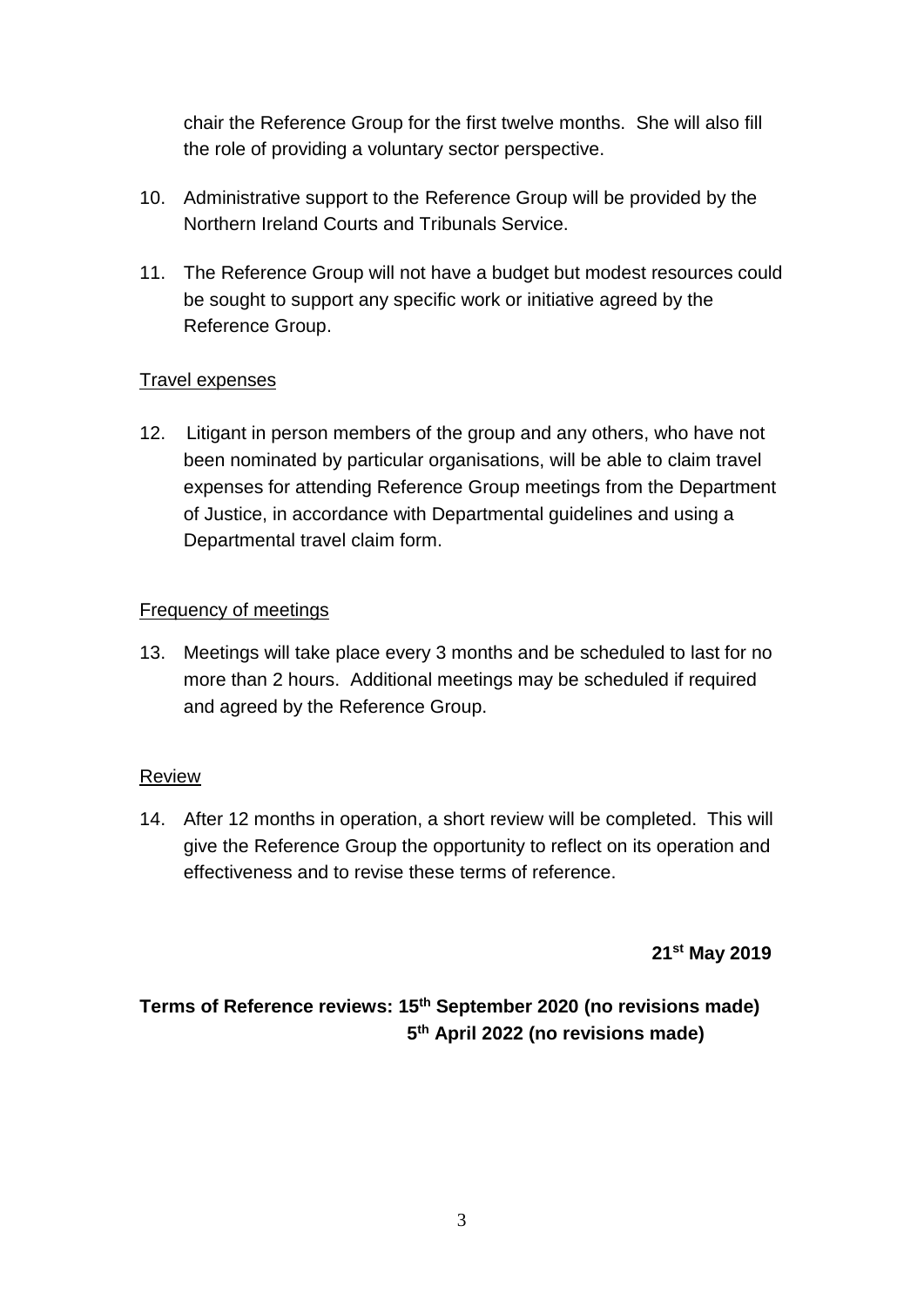chair the Reference Group for the first twelve months. She will also fill the role of providing a voluntary sector perspective.

10. Administrative support to the Reference Group will be provided by the Northern Ireland Courts and Tribunals Service.

11. The Reference Group will not have a budget but modest resources could be sought to support any specific work or initiative agreed by the Reference Group.

Travel expenses

12. Litigant in person members of the group and any others, who have not been nominated by particular organisations, will be able to claim travel expenses for attending Reference Group meetings from the Department of Justice, in accordance with Departmental guidelines and using a Departmental travel claim form.

Frequency of meetings

13. Meetings will take place every 3 months and be scheduled to last for no more than 2 hours. Additional meetings may be scheduled if required and agreed by the Reference Group.

Review

14. After 12 months in operation, a short review will be completed. This will give the Reference Group the opportunity to reflect on its operation and effectiveness and to revise these terms of reference.

**21st May 2019**

**Terms of Reference reviews: 15th September 2020 (no revisions made)**
**5th April 2022 (no revisions made)**